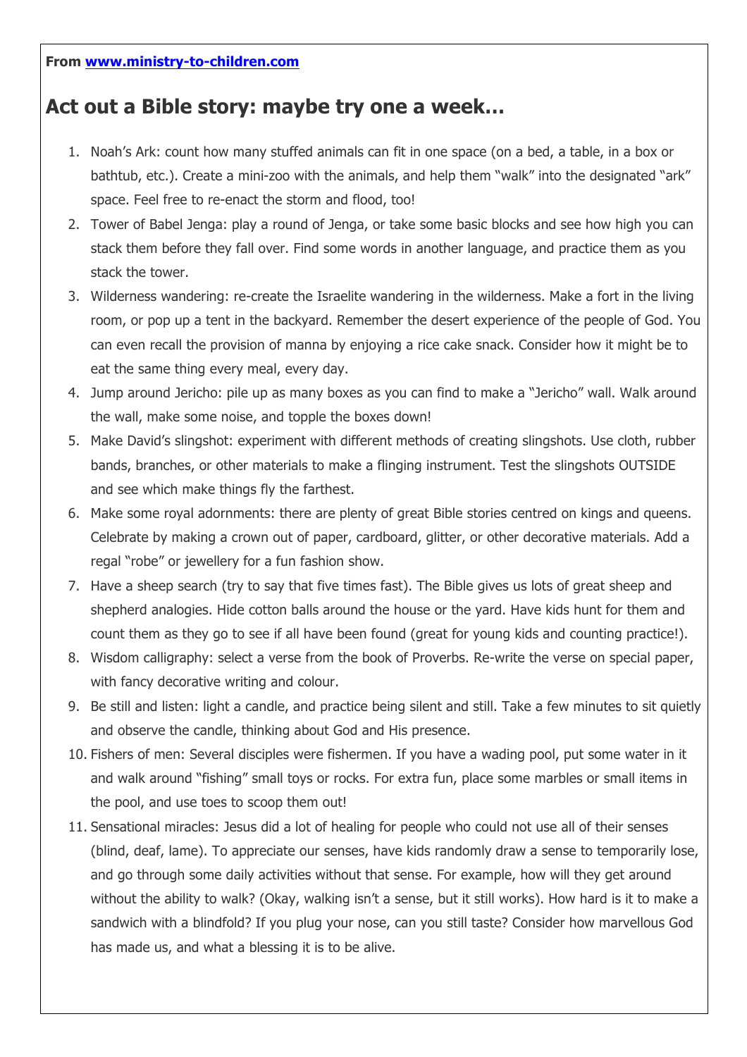**From [www.ministry-to-children.com](http://www.ministry-to-children.com)**

## Act out a Bible story: maybe try one a week…

1. Noah's Ark: count how many stuffed animals can fit in one space (on a bed, a table, in a box or bathtub, etc.). Create a mini-zoo with the animals, and help them "walk" into the designated "ark" space. Feel free to re-enact the storm and flood, too!
2. Tower of Babel Jenga: play a round of Jenga, or take some basic blocks and see how high you can stack them before they fall over. Find some words in another language, and practice them as you stack the tower.
3. Wilderness wandering: re-create the Israelite wandering in the wilderness. Make a fort in the living room, or pop up a tent in the backyard. Remember the desert experience of the people of God. You can even recall the provision of manna by enjoying a rice cake snack. Consider how it might be to eat the same thing every meal, every day.
4. Jump around Jericho: pile up as many boxes as you can find to make a "Jericho" wall. Walk around the wall, make some noise, and topple the boxes down!
5. Make David's slingshot: experiment with different methods of creating slingshots. Use cloth, rubber bands, branches, or other materials to make a flinging instrument. Test the slingshots OUTSIDE and see which make things fly the farthest.
6. Make some royal adornments: there are plenty of great Bible stories centred on kings and queens. Celebrate by making a crown out of paper, cardboard, glitter, or other decorative materials. Add a regal "robe" or jewellery for a fun fashion show.
7. Have a sheep search (try to say that five times fast). The Bible gives us lots of great sheep and shepherd analogies. Hide cotton balls around the house or the yard. Have kids hunt for them and count them as they go to see if all have been found (great for young kids and counting practice!).
8. Wisdom calligraphy: select a verse from the book of Proverbs. Re-write the verse on special paper, with fancy decorative writing and colour.
9. Be still and listen: light a candle, and practice being silent and still. Take a few minutes to sit quietly and observe the candle, thinking about God and His presence.
10. Fishers of men: Several disciples were fishermen. If you have a wading pool, put some water in it and walk around "fishing" small toys or rocks. For extra fun, place some marbles or small items in the pool, and use toes to scoop them out!
11. Sensational miracles: Jesus did a lot of healing for people who could not use all of their senses (blind, deaf, lame). To appreciate our senses, have kids randomly draw a sense to temporarily lose, and go through some daily activities without that sense. For example, how will they get around without the ability to walk? (Okay, walking isn't a sense, but it still works). How hard is it to make a sandwich with a blindfold? If you plug your nose, can you still taste? Consider how marvellous God has made us, and what a blessing it is to be alive.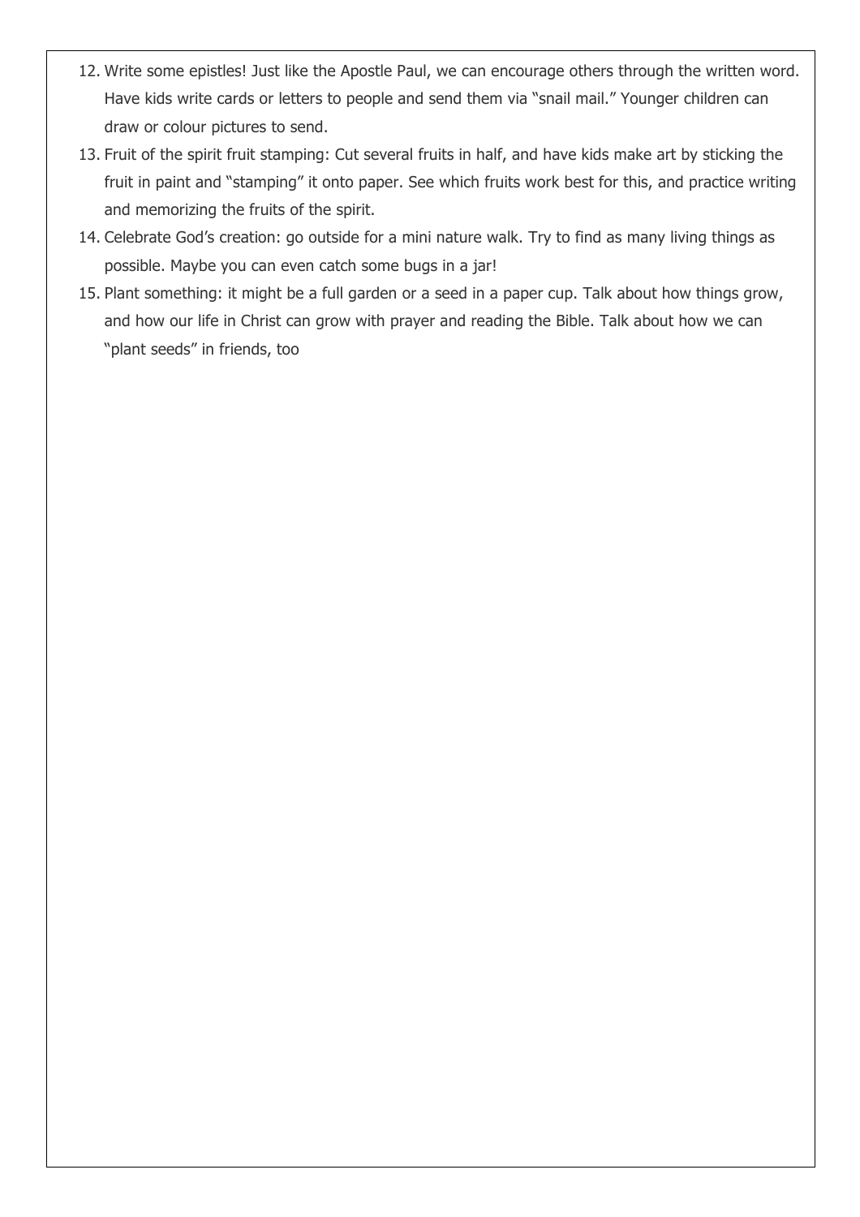12. Write some epistles! Just like the Apostle Paul, we can encourage others through the written word. Have kids write cards or letters to people and send them via "snail mail." Younger children can draw or colour pictures to send.
13. Fruit of the spirit fruit stamping: Cut several fruits in half, and have kids make art by sticking the fruit in paint and "stamping" it onto paper. See which fruits work best for this, and practice writing and memorizing the fruits of the spirit.
14. Celebrate God's creation: go outside for a mini nature walk. Try to find as many living things as possible. Maybe you can even catch some bugs in a jar!
15. Plant something: it might be a full garden or a seed in a paper cup. Talk about how things grow, and how our life in Christ can grow with prayer and reading the Bible. Talk about how we can "plant seeds" in friends, too